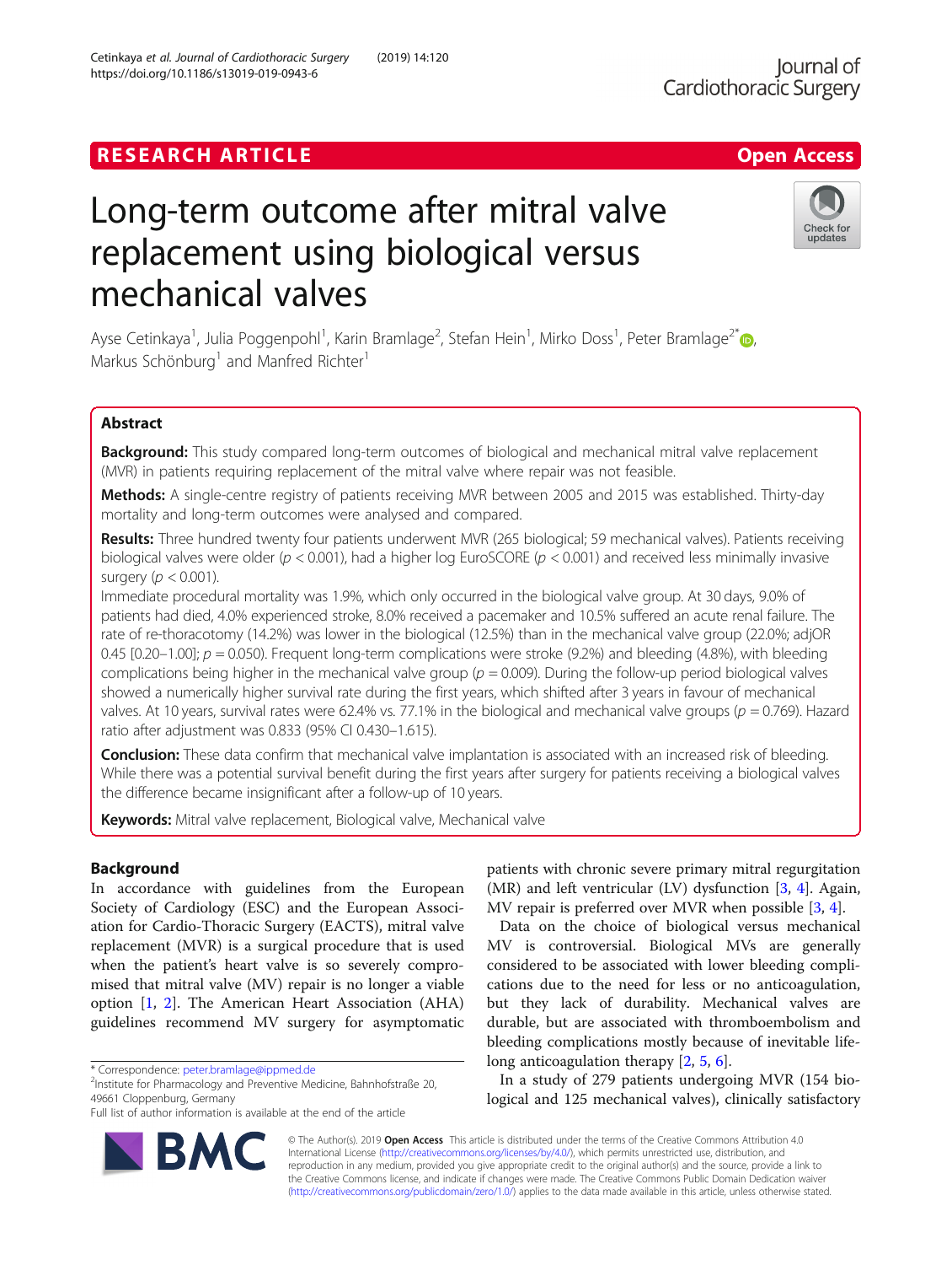RESEARCH ARTICLE

Open Access

# Long-term outcome after mitral valve replacement using biological versus mechanical valves

Ayse Cetinkaya[1], Julia Poggenpohl[1], Karin Bramlage[2], Stefan Hein[1], Mirko Doss[1], Peter Bramlage[2*], Markus Schönburg[1] and Manfred Richter[1]

## Abstract

**Background:** This study compared long-term outcomes of biological and mechanical mitral valve replacement (MVR) in patients requiring replacement of the mitral valve where repair was not feasible.

**Methods:** A single-centre registry of patients receiving MVR between 2005 and 2015 was established. Thirty-day mortality and long-term outcomes were analysed and compared.

**Results:** Three hundred twenty four patients underwent MVR (265 biological; 59 mechanical valves). Patients receiving biological valves were older ($p < 0.001$), had a higher log EuroSCORE ($p < 0.001$) and received less minimally invasive surgery ($p < 0.001$).

Immediate procedural mortality was 1.9%, which only occurred in the biological valve group. At 30 days, 9.0% of patients had died, 4.0% experienced stroke, 8.0% received a pacemaker and 10.5% suffered an acute renal failure. The rate of re-thoracotomy (14.2%) was lower in the biological (12.5%) than in the mechanical valve group (22.0%; adjOR 0.45 [0.20–1.00]; $p = 0.050$). Frequent long-term complications were stroke (9.2%) and bleeding (4.8%), with bleeding complications being higher in the mechanical valve group ($p = 0.009$). During the follow-up period biological valves showed a numerically higher survival rate during the first years, which shifted after 3 years in favour of mechanical valves. At 10 years, survival rates were 62.4% vs. 77.1% in the biological and mechanical valve groups ($p = 0.769$). Hazard ratio after adjustment was 0.833 (95% CI 0.430–1.615).

**Conclusion:** These data confirm that mechanical valve implantation is associated with an increased risk of bleeding. While there was a potential survival benefit during the first years after surgery for patients receiving a biological valves the difference became insignificant after a follow-up of 10 years.

**Keywords:** Mitral valve replacement, Biological valve, Mechanical valve

## Background

In accordance with guidelines from the European Society of Cardiology (ESC) and the European Association for Cardio-Thoracic Surgery (EACTS), mitral valve replacement (MVR) is a surgical procedure that is used when the patient's heart valve is so severely compromised that mitral valve (MV) repair is no longer a viable option [1, 2]. The American Heart Association (AHA) guidelines recommend MV surgery for asymptomatic patients with chronic severe primary mitral regurgitation (MR) and left ventricular (LV) dysfunction [3, 4]. Again, MV repair is preferred over MVR when possible [3, 4].

Data on the choice of biological versus mechanical MV is controversial. Biological MVs are generally considered to be associated with lower bleeding complications due to the need for less or no anticoagulation, but they lack of durability. Mechanical valves are durable, but are associated with thromboembolism and bleeding complications mostly because of inevitable life-long anticoagulation therapy [2, 5, 6].

In a study of 279 patients undergoing MVR (154 biological and 125 mechanical valves), clinically satisfactory

* Correspondence: peter.bramlage@ippmed.de
[2]Institute for Pharmacology and Preventive Medicine, Bahnhofstraße 20, 49661 Cloppenburg, Germany
Full list of author information is available at the end of the article

© The Author(s). 2019 **Open Access** This article is distributed under the terms of the Creative Commons Attribution 4.0 International License (http://creativecommons.org/licenses/by/4.0/), which permits unrestricted use, distribution, and reproduction in any medium, provided you give appropriate credit to the original author(s) and the source, provide a link to the Creative Commons license, and indicate if changes were made. The Creative Commons Public Domain Dedication waiver (http://creativecommons.org/publicdomain/zero/1.0/) applies to the data made available in this article, unless otherwise stated.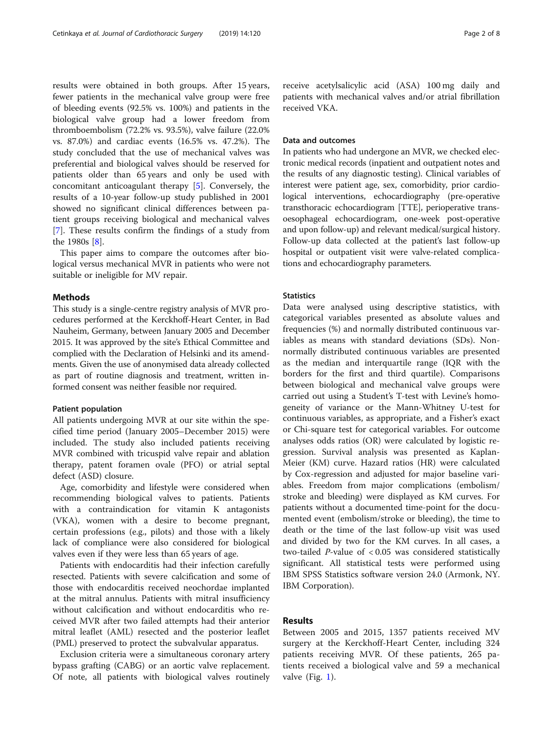results were obtained in both groups. After 15 years, fewer patients in the mechanical valve group were free of bleeding events (92.5% vs. 100%) and patients in the biological valve group had a lower freedom from thromboembolism (72.2% vs. 93.5%), valve failure (22.0% vs. 87.0%) and cardiac events (16.5% vs. 47.2%). The study concluded that the use of mechanical valves was preferential and biological valves should be reserved for patients older than 65 years and only be used with concomitant anticoagulant therapy [5]. Conversely, the results of a 10-year follow-up study published in 2001 showed no significant clinical differences between patient groups receiving biological and mechanical valves [7]. These results confirm the findings of a study from the 1980s [8].

This paper aims to compare the outcomes after biological versus mechanical MVR in patients who were not suitable or ineligible for MV repair.

## Methods

This study is a single-centre registry analysis of MVR procedures performed at the Kerckhoff-Heart Center, in Bad Nauheim, Germany, between January 2005 and December 2015. It was approved by the site's Ethical Committee and complied with the Declaration of Helsinki and its amendments. Given the use of anonymised data already collected as part of routine diagnosis and treatment, written informed consent was neither feasible nor required.

### Patient population

All patients undergoing MVR at our site within the specified time period (January 2005–December 2015) were included. The study also included patients receiving MVR combined with tricuspid valve repair and ablation therapy, patent foramen ovale (PFO) or atrial septal defect (ASD) closure.

Age, comorbidity and lifestyle were considered when recommending biological valves to patients. Patients with a contraindication for vitamin K antagonists (VKA), women with a desire to become pregnant, certain professions (e.g., pilots) and those with a likely lack of compliance were also considered for biological valves even if they were less than 65 years of age.

Patients with endocarditis had their infection carefully resected. Patients with severe calcification and some of those with endocarditis received neochordae implanted at the mitral annulus. Patients with mitral insufficiency without calcification and without endocarditis who received MVR after two failed attempts had their anterior mitral leaflet (AML) resected and the posterior leaflet (PML) preserved to protect the subvalvular apparatus.

Exclusion criteria were a simultaneous coronary artery bypass grafting (CABG) or an aortic valve replacement. Of note, all patients with biological valves routinely receive acetylsalicylic acid (ASA) 100 mg daily and patients with mechanical valves and/or atrial fibrillation received VKA.

### Data and outcomes

In patients who had undergone an MVR, we checked electronic medical records (inpatient and outpatient notes and the results of any diagnostic testing). Clinical variables of interest were patient age, sex, comorbidity, prior cardiological interventions, echocardiography (pre-operative transthoracic echocardiogram [TTE], perioperative transoesophageal echocardiogram, one-week post-operative and upon follow-up) and relevant medical/surgical history. Follow-up data collected at the patient's last follow-up hospital or outpatient visit were valve-related complications and echocardiography parameters.

### Statistics

Data were analysed using descriptive statistics, with categorical variables presented as absolute values and frequencies (%) and normally distributed continuous variables as means with standard deviations (SDs). Non-normally distributed continuous variables are presented as the median and interquartile range (IQR with the borders for the first and third quartile). Comparisons between biological and mechanical valve groups were carried out using a Student's T-test with Levine's homogeneity of variance or the Mann-Whitney U-test for continuous variables, as appropriate, and a Fisher's exact or Chi-square test for categorical variables. For outcome analyses odds ratios (OR) were calculated by logistic regression. Survival analysis was presented as Kaplan-Meier (KM) curve. Hazard ratios (HR) were calculated by Cox-regression and adjusted for major baseline variables. Freedom from major complications (embolism/stroke and bleeding) were displayed as KM curves. For patients without a documented time-point for the documented event (embolism/stroke or bleeding), the time to death or the time of the last follow-up visit was used and divided by two for the KM curves. In all cases, a two-tailed $P$-value of $< 0.05$ was considered statistically significant. All statistical tests were performed using IBM SPSS Statistics software version 24.0 (Armonk, NY. IBM Corporation).

## Results

Between 2005 and 2015, 1357 patients received MV surgery at the Kerckhoff-Heart Center, including 324 patients receiving MVR. Of these patients, 265 patients received a biological valve and 59 a mechanical valve (Fig. 1).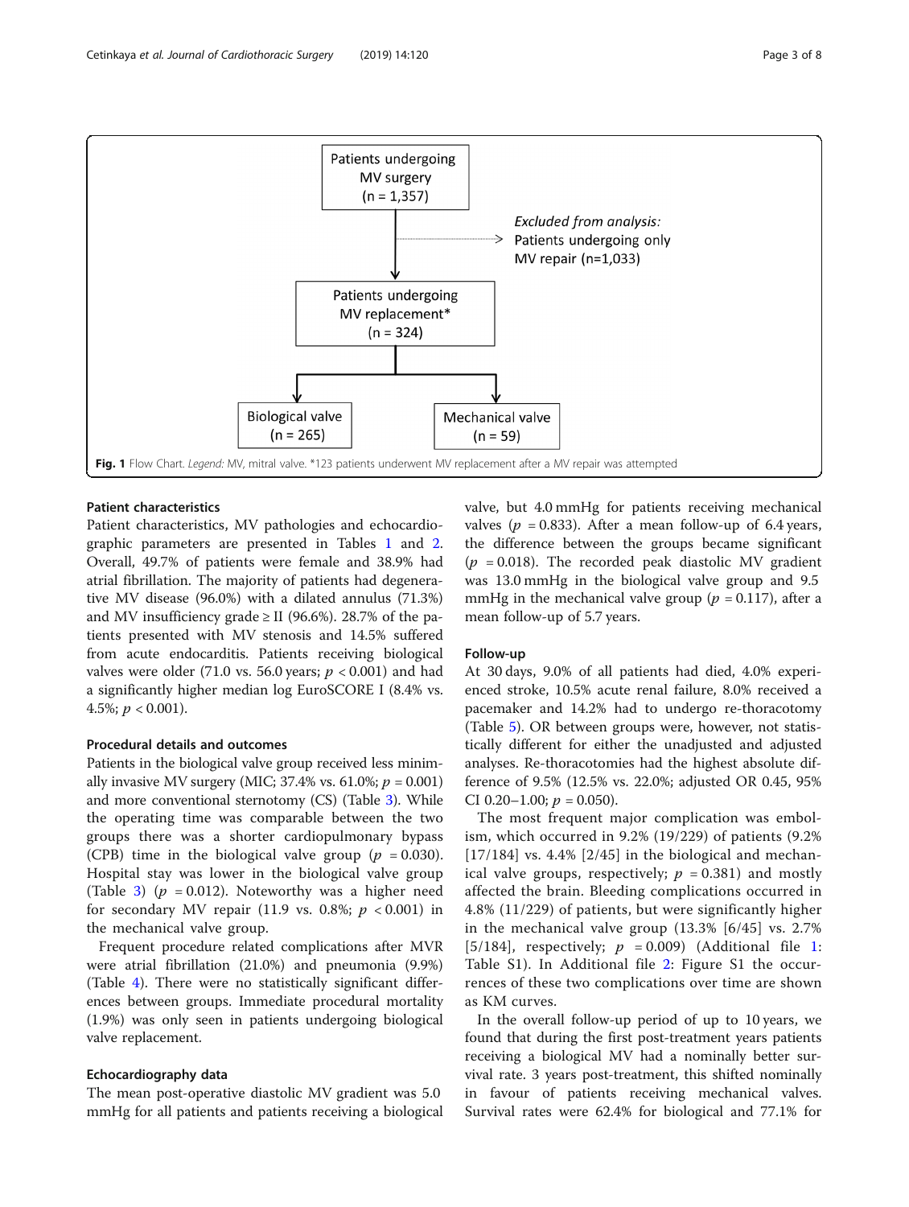Patients undergoing MV surgery (n = 1,357)

Excluded from analysis: Patients undergoing only MV repair (n=1,033)

Patients undergoing MV replacement* (n = 324)

Biological valve (n = 265)

Mechanical valve (n = 59)

**Fig. 1** Flow Chart. *Legend*: MV, mitral valve. *123 patients underwent MV replacement after a MV repair was attempted

### Patient characteristics

Patient characteristics, MV pathologies and echocardiographic parameters are presented in Tables 1 and 2. Overall, 49.7% of patients were female and 38.9% had atrial fibrillation. The majority of patients had degenerative MV disease (96.0%) with a dilated annulus (71.3%) and MV insufficiency grade ≥ II (96.6%). 28.7% of the patients presented with MV stenosis and 14.5% suffered from acute endocarditis. Patients receiving biological valves were older (71.0 vs. 56.0 years; $p < 0.001$) and had a significantly higher median log EuroSCORE I (8.4% vs. 4.5%; $p < 0.001$).

### Procedural details and outcomes

Patients in the biological valve group received less minimally invasive MV surgery (MIC; 37.4% vs. 61.0%; $p = 0.001$) and more conventional sternotomy (CS) (Table 3). While the operating time was comparable between the two groups there was a shorter cardiopulmonary bypass (CPB) time in the biological valve group ($p = 0.030$). Hospital stay was lower in the biological valve group (Table 3) ($p = 0.012$). Noteworthy was a higher need for secondary MV repair (11.9 vs. 0.8%; $p < 0.001$) in the mechanical valve group.

Frequent procedure related complications after MVR were atrial fibrillation (21.0%) and pneumonia (9.9%) (Table 4). There were no statistically significant differences between groups. Immediate procedural mortality (1.9%) was only seen in patients undergoing biological valve replacement.

### Echocardiography data

The mean post-operative diastolic MV gradient was 5.0 mmHg for all patients and patients receiving a biological valve, but 4.0 mmHg for patients receiving mechanical valves ($p = 0.833$). After a mean follow-up of 6.4 years, the difference between the groups became significant ($p = 0.018$). The recorded peak diastolic MV gradient was 13.0 mmHg in the biological valve group and 9.5 mmHg in the mechanical valve group ($p = 0.117$), after a mean follow-up of 5.7 years.

### Follow-up

At 30 days, 9.0% of all patients had died, 4.0% experienced stroke, 10.5% acute renal failure, 8.0% received a pacemaker and 14.2% had to undergo re-thoracotomy (Table 5). OR between groups were, however, not statistically different for either the unadjusted and adjusted analyses. Re-thoracotomies had the highest absolute difference of 9.5% (12.5% vs. 22.0%; adjusted OR 0.45, 95% CI 0.20–1.00; $p = 0.050$).

The most frequent major complication was embolism, which occurred in 9.2% (19/229) of patients (9.2% [17/184] vs. 4.4% [2/45] in the biological and mechanical valve groups, respectively; $p = 0.381$) and mostly affected the brain. Bleeding complications occurred in 4.8% (11/229) of patients, but were significantly higher in the mechanical valve group (13.3% [6/45] vs. 2.7% [5/184], respectively; $p = 0.009$) (Additional file 1: Table S1). In Additional file 2: Figure S1 the occurrences of these two complications over time are shown as KM curves.

In the overall follow-up period of up to 10 years, we found that during the first post-treatment years patients receiving a biological MV had a nominally better survival rate. 3 years post-treatment, this shifted nominally in favour of patients receiving mechanical valves. Survival rates were 62.4% for biological and 77.1% for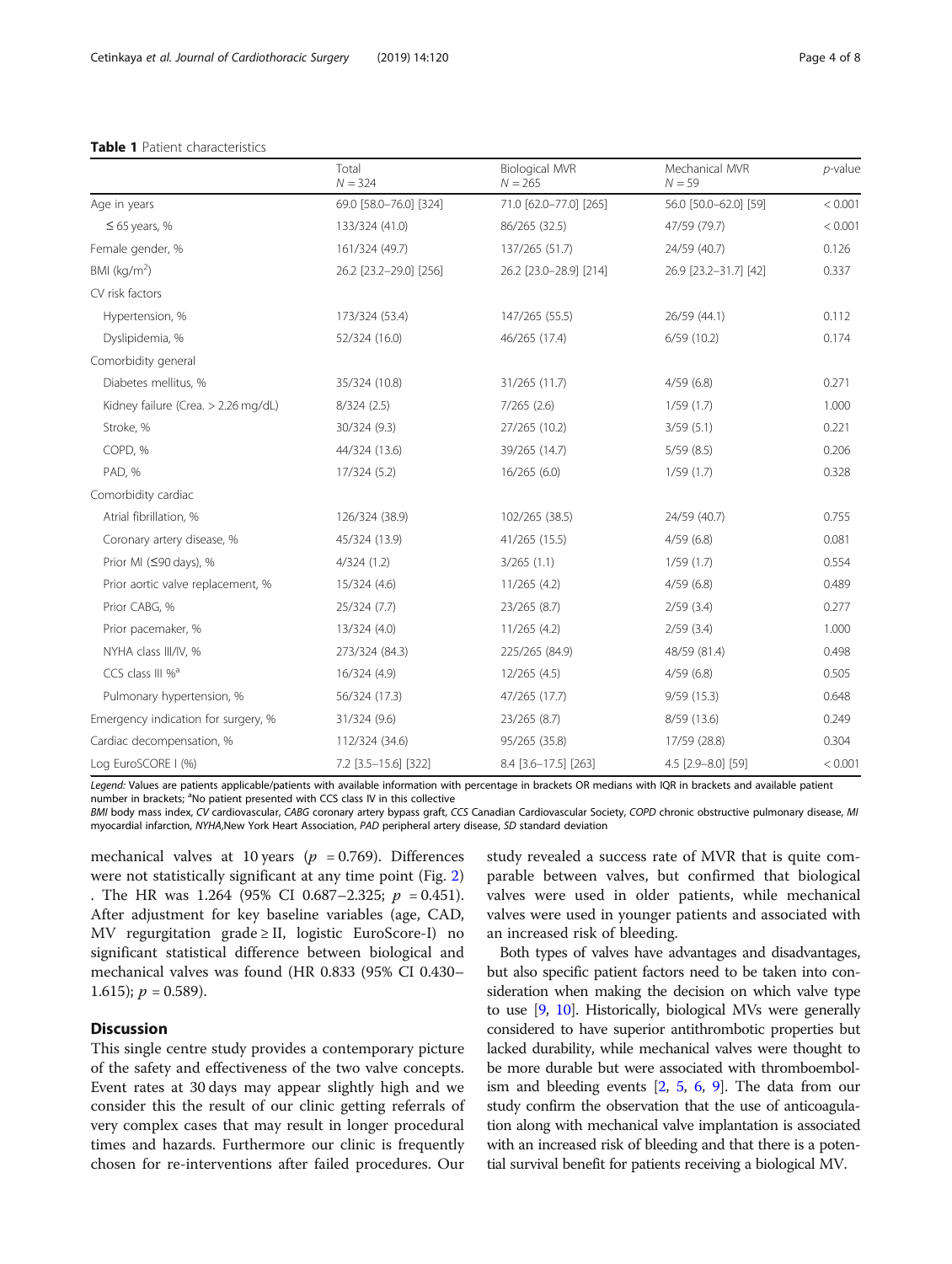**Table 1** Patient characteristics

| | Total $N = 324$ | Biological MVR $N = 265$ | Mechanical MVR $N = 59$ | *p*-value |
|---|---|---|---|---|
| Age in years | 69.0 [58.0–76.0] [324] | 71.0 [62.0–77.0] [265] | 56.0 [50.0–62.0] [59] | < 0.001 |
| ≤ 65 years, % | 133/324 (41.0) | 86/265 (32.5) | 47/59 (79.7) | < 0.001 |
| Female gender, % | 161/324 (49.7) | 137/265 (51.7) | 24/59 (40.7) | 0.126 |
| BMI (kg/m$^2$) | 26.2 [23.2–29.0] [256] | 26.2 [23.0–28.9] [214] | 26.9 [23.2–31.7] [42] | 0.337 |
| CV risk factors | | | | |
| Hypertension, % | 173/324 (53.4) | 147/265 (55.5) | 26/59 (44.1) | 0.112 |
| Dyslipidemia, % | 52/324 (16.0) | 46/265 (17.4) | 6/59 (10.2) | 0.174 |
| Comorbidity general | | | | |
| Diabetes mellitus, % | 35/324 (10.8) | 31/265 (11.7) | 4/59 (6.8) | 0.271 |
| Kidney failure (Crea. > 2.26 mg/dL) | 8/324 (2.5) | 7/265 (2.6) | 1/59 (1.7) | 1.000 |
| Stroke, % | 30/324 (9.3) | 27/265 (10.2) | 3/59 (5.1) | 0.221 |
| COPD, % | 44/324 (13.6) | 39/265 (14.7) | 5/59 (8.5) | 0.206 |
| PAD, % | 17/324 (5.2) | 16/265 (6.0) | 1/59 (1.7) | 0.328 |
| Comorbidity cardiac | | | | |
| Atrial fibrillation, % | 126/324 (38.9) | 102/265 (38.5) | 24/59 (40.7) | 0.755 |
| Coronary artery disease, % | 45/324 (13.9) | 41/265 (15.5) | 4/59 (6.8) | 0.081 |
| Prior MI (≤90 days), % | 4/324 (1.2) | 3/265 (1.1) | 1/59 (1.7) | 0.554 |
| Prior aortic valve replacement, % | 15/324 (4.6) | 11/265 (4.2) | 4/59 (6.8) | 0.489 |
| Prior CABG, % | 25/324 (7.7) | 23/265 (8.7) | 2/59 (3.4) | 0.277 |
| Prior pacemaker, % | 13/324 (4.0) | 11/265 (4.2) | 2/59 (3.4) | 1.000 |
| NYHA class III/IV, % | 273/324 (84.3) | 225/265 (84.9) | 48/59 (81.4) | 0.498 |
| CCS class III %[a] | 16/324 (4.9) | 12/265 (4.5) | 4/59 (6.8) | 0.505 |
| Pulmonary hypertension, % | 56/324 (17.3) | 47/265 (17.7) | 9/59 (15.3) | 0.648 |
| Emergency indication for surgery, % | 31/324 (9.6) | 23/265 (8.7) | 8/59 (13.6) | 0.249 |
| Cardiac decompensation, % | 112/324 (34.6) | 95/265 (35.8) | 17/59 (28.8) | 0.304 |
| Log EuroSCORE I (%) | 7.2 [3.5–15.6] [322] | 8.4 [3.6–17.5] [263] | 4.5 [2.9–8.0] [59] | < 0.001 |

*Legend:* Values are patients applicable/patients with available information with percentage in brackets OR medians with IQR in brackets and available patient number in brackets; [a]No patient presented with CCS class IV in this collective

*BMI* body mass index, *CV* cardiovascular, *CABG* coronary artery bypass graft, *CCS* Canadian Cardiovascular Society, *COPD* chronic obstructive pulmonary disease, *MI* myocardial infarction, *NYHA*,New York Heart Association, *PAD* peripheral artery disease, *SD* standard deviation

mechanical valves at 10 years ($p = 0.769$). Differences were not statistically significant at any time point (Fig. 2). The HR was 1.264 (95% CI 0.687–2.325; $p = 0.451$). After adjustment for key baseline variables (age, CAD, MV regurgitation grade ≥ II, logistic EuroScore-I) no significant statistical difference between biological and mechanical valves was found (HR 0.833 (95% CI 0.430–1.615); $p = 0.589$).

## Discussion

This single centre study provides a contemporary picture of the safety and effectiveness of the two valve concepts. Event rates at 30 days may appear slightly high and we consider this the result of our clinic getting referrals of very complex cases that may result in longer procedural times and hazards. Furthermore our clinic is frequently chosen for re-interventions after failed procedures. Our study revealed a success rate of MVR that is quite comparable between valves, but confirmed that biological valves were used in older patients, while mechanical valves were used in younger patients and associated with an increased risk of bleeding.

Both types of valves have advantages and disadvantages, but also specific patient factors need to be taken into consideration when making the decision on which valve type to use [9, 10]. Historically, biological MVs were generally considered to have superior antithrombotic properties but lacked durability, while mechanical valves were thought to be more durable but were associated with thromboembolism and bleeding events [2, 5, 6, 9]. The data from our study confirm the observation that the use of anticoagulation along with mechanical valve implantation is associated with an increased risk of bleeding and that there is a potential survival benefit for patients receiving a biological MV.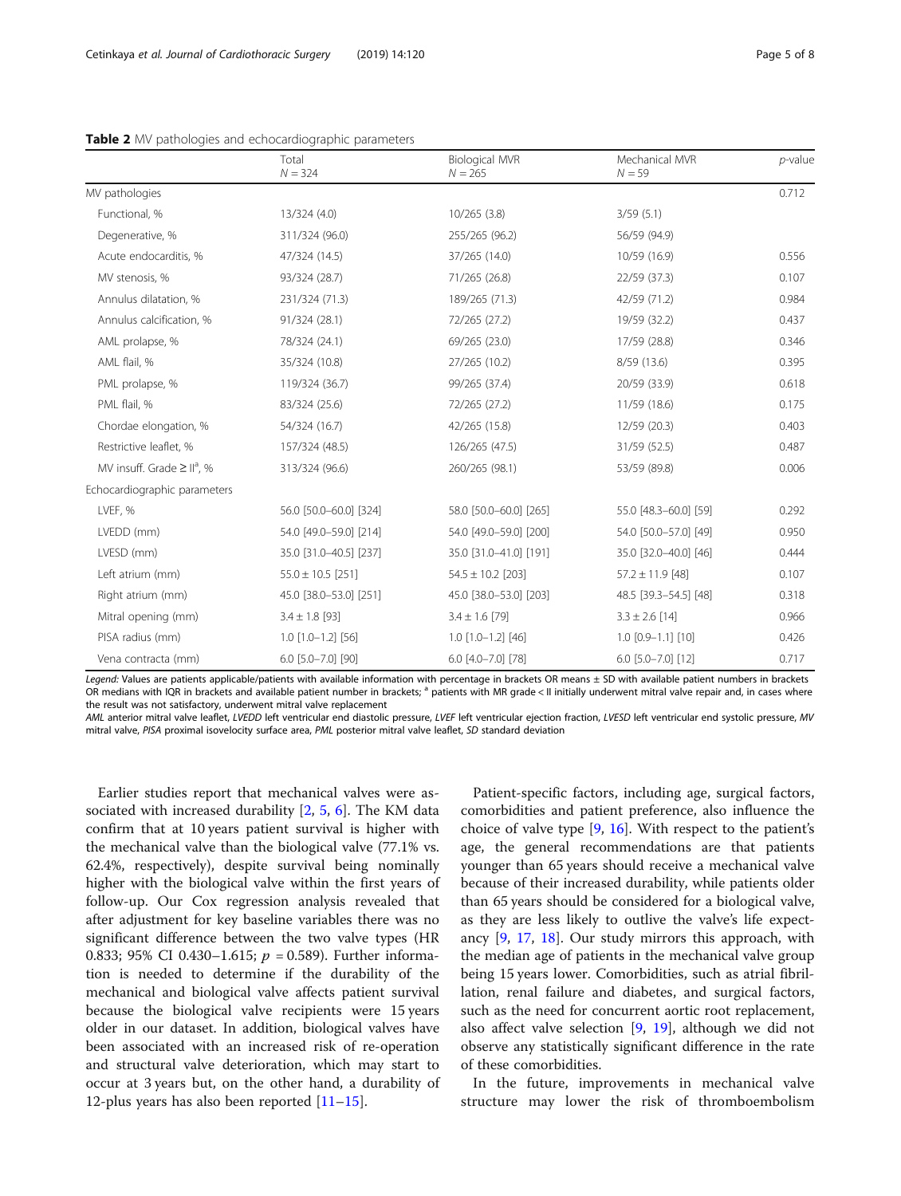**Table 2** MV pathologies and echocardiographic parameters

| | Total<br>$N = 324$ | Biological MVR<br>$N = 265$ | Mechanical MVR<br>$N = 59$ | *p*-value |
|---|---|---|---|---|
| MV pathologies | | | | 0.712 |
| Functional, % | 13/324 (4.0) | 10/265 (3.8) | 3/59 (5.1) | |
| Degenerative, % | 311/324 (96.0) | 255/265 (96.2) | 56/59 (94.9) | |
| Acute endocarditis, % | 47/324 (14.5) | 37/265 (14.0) | 10/59 (16.9) | 0.556 |
| MV stenosis, % | 93/324 (28.7) | 71/265 (26.8) | 22/59 (37.3) | 0.107 |
| Annulus dilatation, % | 231/324 (71.3) | 189/265 (71.3) | 42/59 (71.2) | 0.984 |
| Annulus calcification, % | 91/324 (28.1) | 72/265 (27.2) | 19/59 (32.2) | 0.437 |
| AML prolapse, % | 78/324 (24.1) | 69/265 (23.0) | 17/59 (28.8) | 0.346 |
| AML flail, % | 35/324 (10.8) | 27/265 (10.2) | 8/59 (13.6) | 0.395 |
| PML prolapse, % | 119/324 (36.7) | 99/265 (37.4) | 20/59 (33.9) | 0.618 |
| PML flail, % | 83/324 (25.6) | 72/265 (27.2) | 11/59 (18.6) | 0.175 |
| Chordae elongation, % | 54/324 (16.7) | 42/265 (15.8) | 12/59 (20.3) | 0.403 |
| Restrictive leaflet, % | 157/324 (48.5) | 126/265 (47.5) | 31/59 (52.5) | 0.487 |
| MV insuff. Grade ≥ II[a], % | 313/324 (96.6) | 260/265 (98.1) | 53/59 (89.8) | 0.006 |
| Echocardiographic parameters | | | | |
| LVEF, % | 56.0 [50.0–60.0] [324] | 58.0 [50.0–60.0] [265] | 55.0 [48.3–60.0] [59] | 0.292 |
| LVEDD (mm) | 54.0 [49.0–59.0] [214] | 54.0 [49.0–59.0] [200] | 54.0 [50.0–57.0] [49] | 0.950 |
| LVESD (mm) | 35.0 [31.0–40.5] [237] | 35.0 [31.0–41.0] [191] | 35.0 [32.0–40.0] [46] | 0.444 |
| Left atrium (mm) | 55.0 ± 10.5 [251] | 54.5 ± 10.2 [203] | 57.2 ± 11.9 [48] | 0.107 |
| Right atrium (mm) | 45.0 [38.0–53.0] [251] | 45.0 [38.0–53.0] [203] | 48.5 [39.3–54.5] [48] | 0.318 |
| Mitral opening (mm) | 3.4 ± 1.8 [93] | 3.4 ± 1.6 [79] | 3.3 ± 2.6 [14] | 0.966 |
| PISA radius (mm) | 1.0 [1.0–1.2] [56] | 1.0 [1.0–1.2] [46] | 1.0 [0.9–1.1] [10] | 0.426 |
| Vena contracta (mm) | 6.0 [5.0–7.0] [90] | 6.0 [4.0–7.0] [78] | 6.0 [5.0–7.0] [12] | 0.717 |

*Legend:* Values are patients applicable/patients with available information with percentage in brackets OR means ± SD with available patient numbers in brackets OR medians with IQR in brackets and available patient number in brackets; [a] patients with MR grade < II initially underwent mitral valve repair and, in cases where the result was not satisfactory, underwent mitral valve replacement
*AML* anterior mitral valve leaflet, *LVEDD* left ventricular end diastolic pressure, *LVEF* left ventricular ejection fraction, *LVESD* left ventricular end systolic pressure, *MV* mitral valve, *PISA* proximal isovelocity surface area, *PML* posterior mitral valve leaflet, *SD* standard deviation

Earlier studies report that mechanical valves were associated with increased durability [2, 5, 6]. The KM data confirm that at 10 years patient survival is higher with the mechanical valve than the biological valve (77.1% vs. 62.4%, respectively), despite survival being nominally higher with the biological valve within the first years of follow-up. Our Cox regression analysis revealed that after adjustment for key baseline variables there was no significant difference between the two valve types (HR 0.833; 95% CI 0.430–1.615; $p = 0.589$). Further information is needed to determine if the durability of the mechanical and biological valve affects patient survival because the biological valve recipients were 15 years older in our dataset. In addition, biological valves have been associated with an increased risk of re-operation and structural valve deterioration, which may start to occur at 3 years but, on the other hand, a durability of 12-plus years has also been reported [11–15].

Patient-specific factors, including age, surgical factors, comorbidities and patient preference, also influence the choice of valve type [9, 16]. With respect to the patient's age, the general recommendations are that patients younger than 65 years should receive a mechanical valve because of their increased durability, while patients older than 65 years should be considered for a biological valve, as they are less likely to outlive the valve's life expectancy [9, 17, 18]. Our study mirrors this approach, with the median age of patients in the mechanical valve group being 15 years lower. Comorbidities, such as atrial fibrillation, renal failure and diabetes, and surgical factors, such as the need for concurrent aortic root replacement, also affect valve selection [9, 19], although we did not observe any statistically significant difference in the rate of these comorbidities.

In the future, improvements in mechanical valve structure may lower the risk of thromboembolism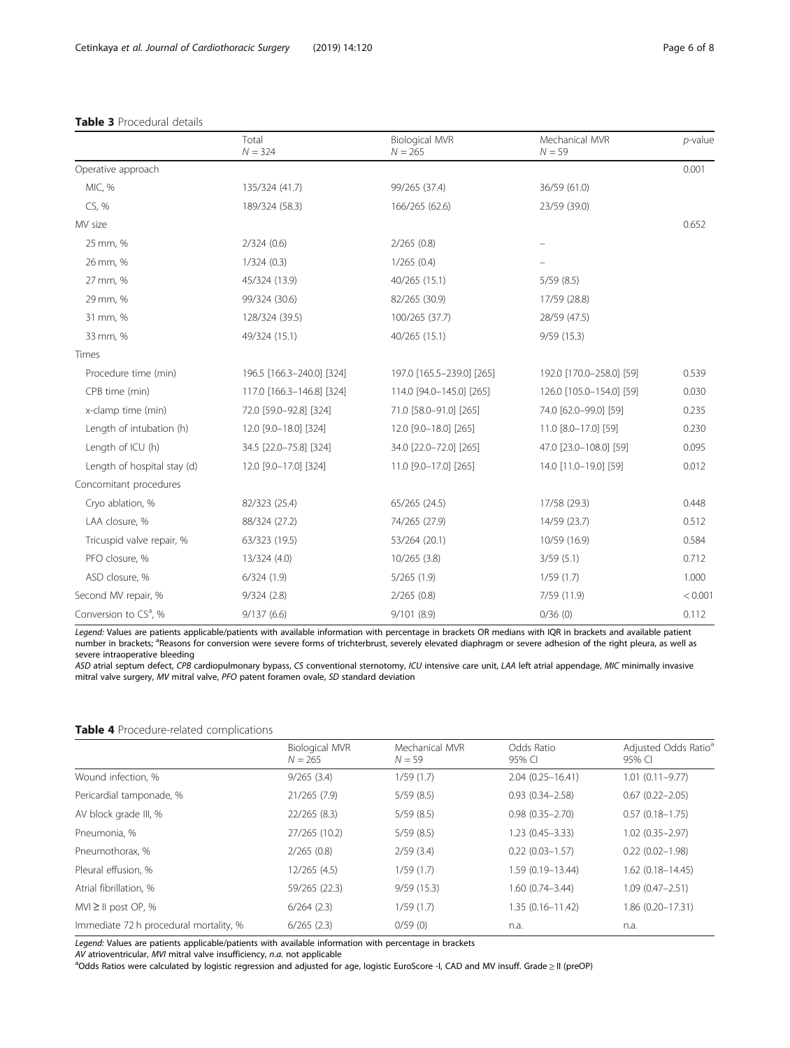**Table 3** Procedural details

| | Total<br>N = 324 | Biological MVR<br>N = 265 | Mechanical MVR<br>N = 59 | p-value |
|---|---|---|---|---|
| Operative approach | | | | 0.001 |
| MIC, % | 135/324 (41.7) | 99/265 (37.4) | 36/59 (61.0) | |
| CS, % | 189/324 (58.3) | 166/265 (62.6) | 23/59 (39.0) | |
| MV size | | | | 0.652 |
| 25 mm, % | 2/324 (0.6) | 2/265 (0.8) | – | |
| 26 mm, % | 1/324 (0.3) | 1/265 (0.4) | – | |
| 27 mm, % | 45/324 (13.9) | 40/265 (15.1) | 5/59 (8.5) | |
| 29 mm, % | 99/324 (30.6) | 82/265 (30.9) | 17/59 (28.8) | |
| 31 mm, % | 128/324 (39.5) | 100/265 (37.7) | 28/59 (47.5) | |
| 33 mm, % | 49/324 (15.1) | 40/265 (15.1) | 9/59 (15.3) | |
| Times | | | | |
| Procedure time (min) | 196.5 [166.3–240.0] [324] | 197.0 [165.5–239.0] [265] | 192.0 [170.0–258.0] [59] | 0.539 |
| CPB time (min) | 117.0 [166.3–146.8] [324] | 114.0 [94.0–145.0] [265] | 126.0 [105.0–154.0] [59] | 0.030 |
| x-clamp time (min) | 72.0 [59.0–92.8] [324] | 71.0 [58.0–91.0] [265] | 74.0 [62.0–99.0] [59] | 0.235 |
| Length of intubation (h) | 12.0 [9.0–18.0] [324] | 12.0 [9.0–18.0] [265] | 11.0 [8.0–17.0] [59] | 0.230 |
| Length of ICU (h) | 34.5 [22.0–75.8] [324] | 34.0 [22.0–72.0] [265] | 47.0 [23.0–108.0] [59] | 0.095 |
| Length of hospital stay (d) | 12.0 [9.0–17.0] [324] | 11.0 [9.0–17.0] [265] | 14.0 [11.0–19.0] [59] | 0.012 |
| Concomitant procedures | | | | |
| Cryo ablation, % | 82/323 (25.4) | 65/265 (24.5) | 17/58 (29.3) | 0.448 |
| LAA closure, % | 88/324 (27.2) | 74/265 (27.9) | 14/59 (23.7) | 0.512 |
| Tricuspid valve repair, % | 63/323 (19.5) | 53/264 (20.1) | 10/59 (16.9) | 0.584 |
| PFO closure, % | 13/324 (4.0) | 10/265 (3.8) | 3/59 (5.1) | 0.712 |
| ASD closure, % | 6/324 (1.9) | 5/265 (1.9) | 1/59 (1.7) | 1.000 |
| Second MV repair, % | 9/324 (2.8) | 2/265 (0.8) | 7/59 (11.9) | < 0.001 |
| Conversion to CS[a], % | 9/137 (6.6) | 9/101 (8.9) | 0/36 (0) | 0.112 |

*Legend:* Values are patients applicable/patients with available information with percentage in brackets OR medians with IQR in brackets and available patient number in brackets; [a]Reasons for conversion were severe forms of trichterbrust, severely elevated diaphragm or severe adhesion of the right pleura, as well as severe intraoperative bleeding

*ASD* atrial septum defect, *CPB* cardiopulmonary bypass, *CS* conventional sternotomy, *ICU* intensive care unit, *LAA* left atrial appendage, *MIC* minimally invasive mitral valve surgery, *MV* mitral valve, *PFO* patent foramen ovale, *SD* standard deviation

**Table 4** Procedure-related complications

| | Biological MVR<br>N = 265 | Mechanical MVR<br>N = 59 | Odds Ratio<br>95% CI | Adjusted Odds Ratio[a]<br>95% CI |
|---|---|---|---|---|
| Wound infection, % | 9/265 (3.4) | 1/59 (1.7) | 2.04 (0.25–16.41) | 1.01 (0.11–9.77) |
| Pericardial tamponade, % | 21/265 (7.9) | 5/59 (8.5) | 0.93 (0.34–2.58) | 0.67 (0.22–2.05) |
| AV block grade III, % | 22/265 (8.3) | 5/59 (8.5) | 0.98 (0.35–2.70) | 0.57 (0.18–1.75) |
| Pneumonia, % | 27/265 (10.2) | 5/59 (8.5) | 1.23 (0.45–3.33) | 1.02 (0.35–2.97) |
| Pneumothorax, % | 2/265 (0.8) | 2/59 (3.4) | 0.22 (0.03–1.57) | 0.22 (0.02–1.98) |
| Pleural effusion, % | 12/265 (4.5) | 1/59 (1.7) | 1.59 (0.19–13.44) | 1.62 (0.18–14.45) |
| Atrial fibrillation, % | 59/265 (22.3) | 9/59 (15.3) | 1.60 (0.74–3.44) | 1.09 (0.47–2.51) |
| MVI ≥ II post OP, % | 6/264 (2.3) | 1/59 (1.7) | 1.35 (0.16–11.42) | 1.86 (0.20–17.31) |
| Immediate 72 h procedural mortality, % | 6/265 (2.3) | 0/59 (0) | n.a. | n.a. |

*Legend:* Values are patients applicable/patients with available information with percentage in brackets

*AV* atrioventricular, *MVI* mitral valve insufficiency, *n.a.* not applicable

[a]Odds Ratios were calculated by logistic regression and adjusted for age, logistic EuroScore -I, CAD and MV insuff. Grade ≥ II (preOP)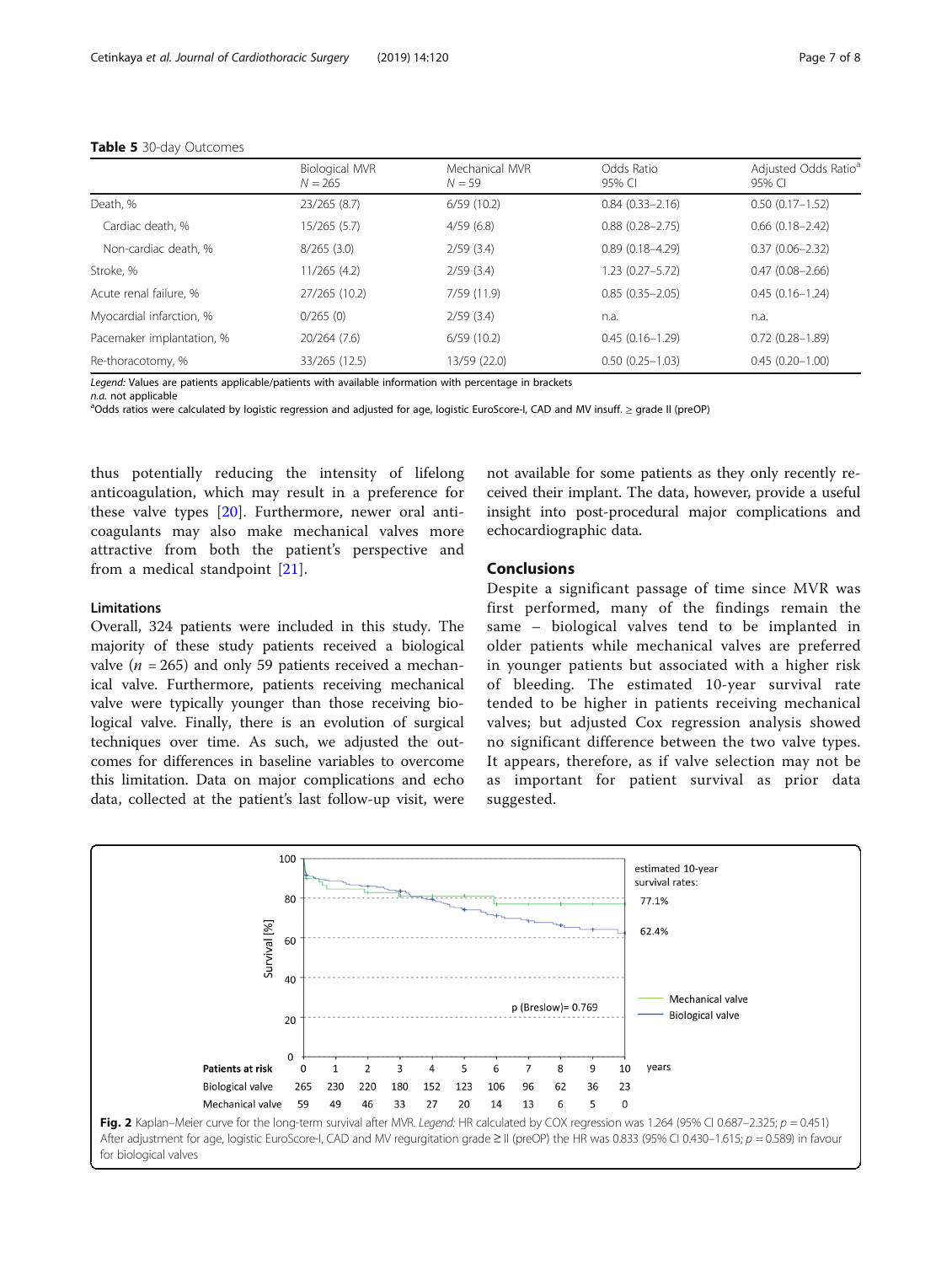**Table 5** 30-day Outcomes

| | Biological MVR $N = 265$ | Mechanical MVR $N = 59$ | Odds Ratio 95% CI | Adjusted Odds Ratio[a] 95% CI |
|---|---|---|---|---|
| Death, % | 23/265 (8.7) | 6/59 (10.2) | 0.84 (0.33–2.16) | 0.50 (0.17–1.52) |
| Cardiac death, % | 15/265 (5.7) | 4/59 (6.8) | 0.88 (0.28–2.75) | 0.66 (0.18–2.42) |
| Non-cardiac death, % | 8/265 (3.0) | 2/59 (3.4) | 0.89 (0.18–4.29) | 0.37 (0.06–2.32) |
| Stroke, % | 11/265 (4.2) | 2/59 (3.4) | 1.23 (0.27–5.72) | 0.47 (0.08–2.66) |
| Acute renal failure, % | 27/265 (10.2) | 7/59 (11.9) | 0.85 (0.35–2.05) | 0.45 (0.16–1.24) |
| Myocardial infarction, % | 0/265 (0) | 2/59 (3.4) | n.a. | n.a. |
| Pacemaker implantation, % | 20/264 (7.6) | 6/59 (10.2) | 0.45 (0.16–1.29) | 0.72 (0.28–1.89) |
| Re-thoracotomy, % | 33/265 (12.5) | 13/59 (22.0) | 0.50 (0.25–1.03) | 0.45 (0.20–1.00) |

*Legend:* Values are patients applicable/patients with available information with percentage in brackets
*n.a.* not applicable
[a]Odds ratios were calculated by logistic regression and adjusted for age, logistic EuroScore-I, CAD and MV insuff. ≥ grade II (preOP)

thus potentially reducing the intensity of lifelong anticoagulation, which may result in a preference for these valve types [20]. Furthermore, newer oral anticoagulants may also make mechanical valves more attractive from both the patient's perspective and from a medical standpoint [21].

### Limitations

Overall, 324 patients were included in this study. The majority of these study patients received a biological valve ($n = 265$) and only 59 patients received a mechanical valve. Furthermore, patients receiving mechanical valve were typically younger than those receiving biological valve. Finally, there is an evolution of surgical techniques over time. As such, we adjusted the outcomes for differences in baseline variables to overcome this limitation. Data on major complications and echo data, collected at the patient's last follow-up visit, were not available for some patients as they only recently received their implant. The data, however, provide a useful insight into post-procedural major complications and echocardiographic data.

## Conclusions

Despite a significant passage of time since MVR was first performed, many of the findings remain the same – biological valves tend to be implanted in older patients while mechanical valves are preferred in younger patients but associated with a higher risk of bleeding. The estimated 10-year survival rate tended to be higher in patients receiving mechanical valves; but adjusted Cox regression analysis showed no significant difference between the two valve types. It appears, therefore, as if valve selection may not be as important for patient survival as prior data suggested.

**Fig. 2** Kaplan–Meier curve for the long-term survival after MVR. *Legend:* HR calculated by COX regression was 1.264 (95% CI 0.687–2.325; $p = 0.451$) After adjustment for age, logistic EuroScore-I, CAD and MV regurgitation grade ≥ II (preOP) the HR was 0.833 (95% CI 0.430–1.615; $p = 0.589$) in favour for biological valves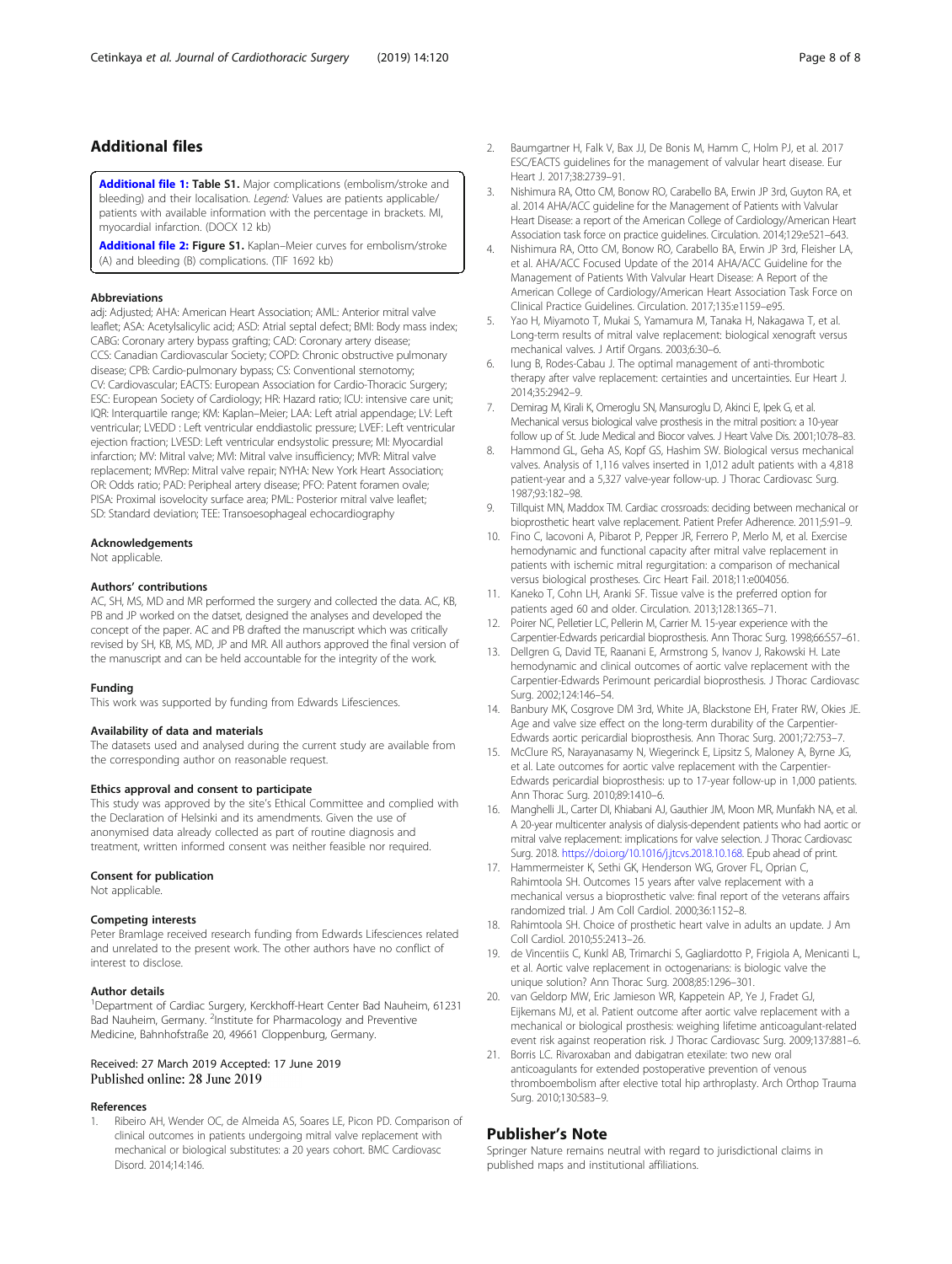## Additional files

**Additional file 1: Table S1.** Major complications (embolism/stroke and bleeding) and their localisation. *Legend:* Values are patients applicable/ patients with available information with the percentage in brackets. MI, myocardial infarction. (DOCX 12 kb)

**Additional file 2: Figure S1.** Kaplan–Meier curves for embolism/stroke (A) and bleeding (B) complications. (TIF 1692 kb)

#### Abbreviations

adj: Adjusted; AHA: American Heart Association; AML: Anterior mitral valve leaflet; ASA: Acetylsalicylic acid; ASD: Atrial septal defect; BMI: Body mass index; CABG: Coronary artery bypass grafting; CAD: Coronary artery disease; CCS: Canadian Cardiovascular Society; COPD: Chronic obstructive pulmonary disease; CPB: Cardio-pulmonary bypass; CS: Conventional sternotomy; CV: Cardiovascular; EACTS: European Association for Cardio-Thoracic Surgery; ESC: European Society of Cardiology; HR: Hazard ratio; ICU: intensive care unit; IQR: Interquartile range; KM: Kaplan–Meier; LAA: Left atrial appendage; LV: Left ventricular; LVEDD : Left ventricular enddiastolic pressure; LVEF: Left ventricular ejection fraction; LVESD: Left ventricular endsystolic pressure; MI: Myocardial infarction; MV: Mitral valve; MVI: Mitral valve insufficiency; MVR: Mitral valve replacement; MVRep: Mitral valve repair; NYHA: New York Heart Association; OR: Odds ratio; PAD: Peripheal artery disease; PFO: Patent foramen ovale; PISA: Proximal isovelocity surface area; PML: Posterior mitral valve leaflet; SD: Standard deviation; TEE: Transoesophageal echocardiography

#### Acknowledgements

Not applicable.

#### Authors' contributions

AC, SH, MS, MD and MR performed the surgery and collected the data. AC, KB, PB and JP worked on the dataset, designed the analyses and developed the concept of the paper. AC and PB drafted the manuscript which was critically revised by SH, KB, MS, MD, JP and MR. All authors approved the final version of the manuscript and can be held accountable for the integrity of the work.

#### Funding

This work was supported by funding from Edwards Lifesciences.

#### Availability of data and materials

The datasets used and analysed during the current study are available from the corresponding author on reasonable request.

#### Ethics approval and consent to participate

This study was approved by the site's Ethical Committee and complied with the Declaration of Helsinki and its amendments. Given the use of anonymised data already collected as part of routine diagnosis and treatment, written informed consent was neither feasible nor required.

#### Consent for publication

Not applicable.

#### Competing interests

Peter Bramlage received research funding from Edwards Lifesciences related and unrelated to the present work. The other authors have no conflict of interest to disclose.

#### Author details

[1]Department of Cardiac Surgery, Kerckhoff-Heart Center Bad Nauheim, 61231 Bad Nauheim, Germany. [2]Institute for Pharmacology and Preventive Medicine, Bahnhofstraße 20, 49661 Cloppenburg, Germany.

Received: 27 March 2019 Accepted: 17 June 2019
Published online: 28 June 2019

#### References

1. Ribeiro AH, Wender OC, de Almeida AS, Soares LE, Picon PD. Comparison of clinical outcomes in patients undergoing mitral valve replacement with mechanical or biological substitutes: a 20 years cohort. BMC Cardiovasc Disord. 2014;14:146.
2. Baumgartner H, Falk V, Bax JJ, De Bonis M, Hamm C, Holm PJ, et al. 2017 ESC/EACTS guidelines for the management of valvular heart disease. Eur Heart J. 2017;38:2739–91.
3. Nishimura RA, Otto CM, Bonow RO, Carabello BA, Erwin JP 3rd, Guyton RA, et al. 2014 AHA/ACC guideline for the Management of Patients with Valvular Heart Disease: a report of the American College of Cardiology/American Heart Association task force on practice guidelines. Circulation. 2014;129:e521–643.
4. Nishimura RA, Otto CM, Bonow RO, Carabello BA, Erwin JP 3rd, Fleisher LA, et al. AHA/ACC Focused Update of the 2014 AHA/ACC Guideline for the Management of Patients With Valvular Heart Disease: A Report of the American College of Cardiology/American Heart Association Task Force on Clinical Practice Guidelines. Circulation. 2017;135:e1159–e95.
5. Yao H, Miyamoto T, Mukai S, Yamamura M, Tanaka H, Nakagawa T, et al. Long-term results of mitral valve replacement: biological xenograft versus mechanical valves. J Artif Organs. 2003;6:30–6.
6. Iung B, Rodes-Cabau J. The optimal management of anti-thrombotic therapy after valve replacement: certainties and uncertainties. Eur Heart J. 2014;35:2942–9.
7. Demirag M, Kirali K, Omeroglu SN, Mansuroglu D, Akinci E, Ipek G, et al. Mechanical versus biological valve prosthesis in the mitral position: a 10-year follow up of St. Jude Medical and Biocor valves. J Heart Valve Dis. 2001;10:78–83.
8. Hammond GL, Geha AS, Kopf GS, Hashim SW. Biological versus mechanical valves. Analysis of 1,116 valves inserted in 1,012 adult patients with a 4,818 patient-year and a 5,327 valve-year follow-up. J Thorac Cardiovasc Surg. 1987;93:182–98.
9. Tillquist MN, Maddox TM. Cardiac crossroads: deciding between mechanical or bioprosthetic heart valve replacement. Patient Prefer Adherence. 2011;5:91–9.
10. Fino C, Iacovoni A, Pibarot P, Pepper JR, Ferrero P, Merlo M, et al. Exercise hemodynamic and functional capacity after mitral valve replacement in patients with ischemic mitral regurgitation: a comparison of mechanical versus biological prostheses. Circ Heart Fail. 2018;11:e004056.
11. Kaneko T, Cohn LH, Aranki SF. Tissue valve is the preferred option for patients aged 60 and older. Circulation. 2013;128:1365–71.
12. Poirer NC, Pelletier LC, Pellerin M, Carrier M. 15-year experience with the Carpentier-Edwards pericardial bioprosthesis. Ann Thorac Surg. 1998;66:S57–61.
13. Dellgren G, David TE, Raanani E, Armstrong S, Ivanov J, Rakowski H. Late hemodynamic and clinical outcomes of aortic valve replacement with the Carpentier-Edwards Perimount pericardial bioprosthesis. J Thorac Cardiovasc Surg. 2002;124:146–54.
14. Banbury MK, Cosgrove DM 3rd, White JA, Blackstone EH, Frater RW, Okies JE. Age and valve size effect on the long-term durability of the Carpentier-Edwards aortic pericardial bioprosthesis. Ann Thorac Surg. 2001;72:753–7.
15. McClure RS, Narayanasamy N, Wiegerinck E, Lipsitz S, Maloney A, Byrne JG, et al. Late outcomes for aortic valve replacement with the Carpentier-Edwards pericardial bioprosthesis: up to 17-year follow-up in 1,000 patients. Ann Thorac Surg. 2010;89:1410–6.
16. Manghelli JL, Carter DI, Khiabani AJ, Gauthier JM, Moon MR, Munfakh NA, et al. A 20-year multicenter analysis of dialysis-dependent patients who had aortic or mitral valve replacement: implications for valve selection. J Thorac Cardiovasc Surg. 2018. https://doi.org/10.1016/j.jtcvs.2018.10.168. Epub ahead of print.
17. Hammermeister K, Sethi GK, Henderson WG, Grover FL, Oprian C, Rahimtoola SH. Outcomes 15 years after valve replacement with a mechanical versus a bioprosthetic valve: final report of the veterans affairs randomized trial. J Am Coll Cardiol. 2000;36:1152–8.
18. Rahimtoola SH. Choice of prosthetic heart valve in adults an update. J Am Coll Cardiol. 2010;55:2413–26.
19. de Vincentiis C, Kunkl AB, Trimarchi S, Gagliardotto P, Frigiola A, Menicanti L, et al. Aortic valve replacement in octogenarians: is biologic valve the unique solution? Ann Thorac Surg. 2008;85:1296–301.
20. van Geldorp MW, Eric Jamieson WR, Kappetein AP, Ye J, Fradet GJ, Eijkemans MJ, et al. Patient outcome after aortic valve replacement with a mechanical or biological prosthesis: weighing lifetime anticoagulant-related event risk against reoperation risk. J Thorac Cardiovasc Surg. 2009;137:881–6.
21. Borris LC. Rivaroxaban and dabigatran etexilate: two new oral anticoagulants for extended postoperative prevention of venous thromboembolism after elective total hip arthroplasty. Arch Orthop Trauma Surg. 2010;130:583–9.

## Publisher's Note

Springer Nature remains neutral with regard to jurisdictional claims in published maps and institutional affiliations.